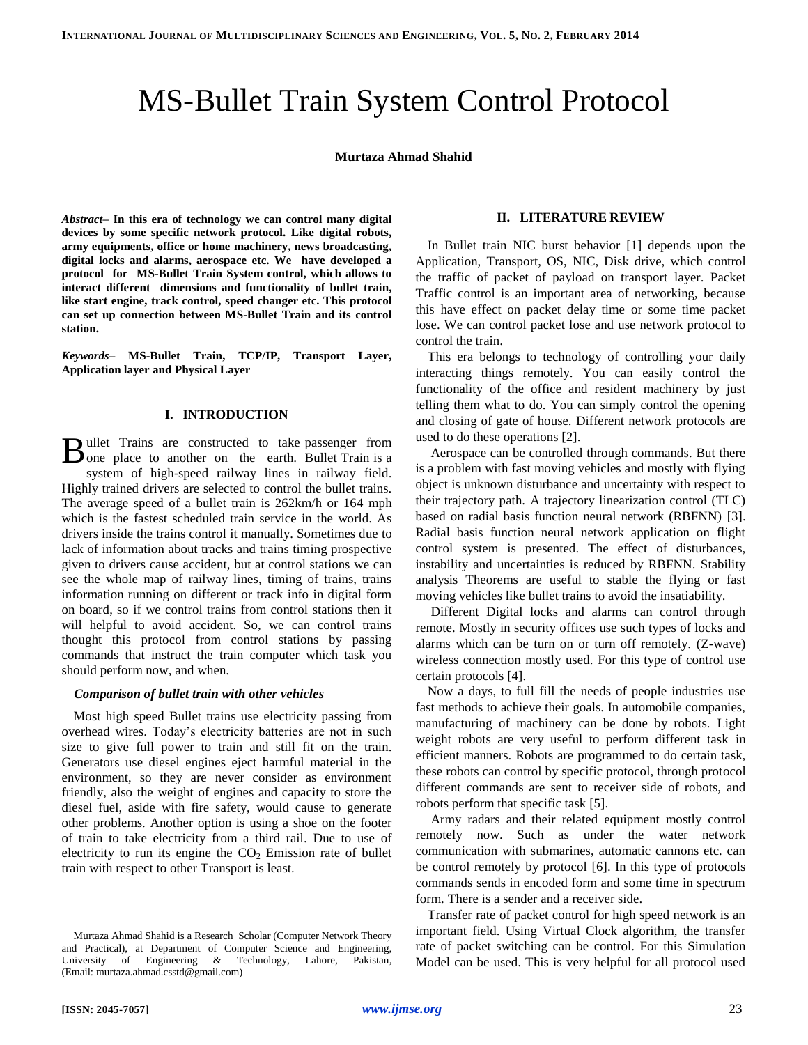# MS-Bullet Train System Control Protocol

**Murtaza Ahmad Shahid**

***Abstract*– In this era of technology we can control many digital devices by some specific network protocol. Like digital robots, army equipments, office or home machinery, news broadcasting, digital locks and alarms, aerospace etc. We have developed a protocol for MS-Bullet Train System control, which allows to interact different dimensions and functionality of bullet train, like start engine, track control, speed changer etc. This protocol can set up connection between MS-Bullet Train and its control station.**

***Keywords*– MS-Bullet Train, TCP/IP, Transport Layer, Application layer and Physical Layer**

## I. INTRODUCTION

Bullet Trains are constructed to take passenger from one place to another on the earth. Bullet Train is a system of high-speed railway lines in railway field. Highly trained drivers are selected to control the bullet trains. The average speed of a bullet train is 262km/h or 164 mph which is the fastest scheduled train service in the world. As drivers inside the trains control it manually. Sometimes due to lack of information about tracks and trains timing prospective given to drivers cause accident, but at control stations we can see the whole map of railway lines, timing of trains, trains information running on different or track info in digital form on board, so if we control trains from control stations then it will helpful to avoid accident. So, we can control trains thought this protocol from control stations by passing commands that instruct the train computer which task you should perform now, and when.

### *Comparison of bullet train with other vehicles*

Most high speed Bullet trains use electricity passing from overhead wires. Today's electricity batteries are not in such size to give full power to train and still fit on the train. Generators use diesel engines eject harmful material in the environment, so they are never consider as environment friendly, also the weight of engines and capacity to store the diesel fuel, aside with fire safety, would cause to generate other problems. Another option is using a shoe on the footer of train to take electricity from a third rail. Due to use of electricity to run its engine the $CO_2$ Emission rate of bullet train with respect to other Transport is least.

Murtaza Ahmad Shahid is a Research Scholar (Computer Network Theory and Practical), at Department of Computer Science and Engineering, University of Engineering & Technology, Lahore, Pakistan, (Email: murtaza.ahmad.csstd@gmail.com)

## II. LITERATURE REVIEW

In Bullet train NIC burst behavior [1] depends upon the Application, Transport, OS, NIC, Disk drive, which control the traffic of packet of payload on transport layer. Packet Traffic control is an important area of networking, because this have effect on packet delay time or some time packet lose. We can control packet lose and use network protocol to control the train.

This era belongs to technology of controlling your daily interacting things remotely. You can easily control the functionality of the office and resident machinery by just telling them what to do. You can simply control the opening and closing of gate of house. Different network protocols are used to do these operations [2].

Aerospace can be controlled through commands. But there is a problem with fast moving vehicles and mostly with flying object is unknown disturbance and uncertainty with respect to their trajectory path. A trajectory linearization control (TLC) based on radial basis function neural network (RBFNN) [3]. Radial basis function neural network application on flight control system is presented. The effect of disturbances, instability and uncertainties is reduced by RBFNN. Stability analysis Theorems are useful to stable the flying or fast moving vehicles like bullet trains to avoid the insatiability.

Different Digital locks and alarms can control through remote. Mostly in security offices use such types of locks and alarms which can be turn on or turn off remotely. (Z-wave) wireless connection mostly used. For this type of control use certain protocols [4].

Now a days, to full fill the needs of people industries use fast methods to achieve their goals. In automobile companies, manufacturing of machinery can be done by robots. Light weight robots are very useful to perform different task in efficient manners. Robots are programmed to do certain task, these robots can control by specific protocol, through protocol different commands are sent to receiver side of robots, and robots perform that specific task [5].

Army radars and their related equipment mostly control remotely now. Such as under the water network communication with submarines, automatic cannons etc. can be control remotely by protocol [6]. In this type of protocols commands sends in encoded form and some time in spectrum form. There is a sender and a receiver side.

Transfer rate of packet control for high speed network is an important field. Using Virtual Clock algorithm, the transfer rate of packet switching can be control. For this Simulation Model can be used. This is very helpful for all protocol used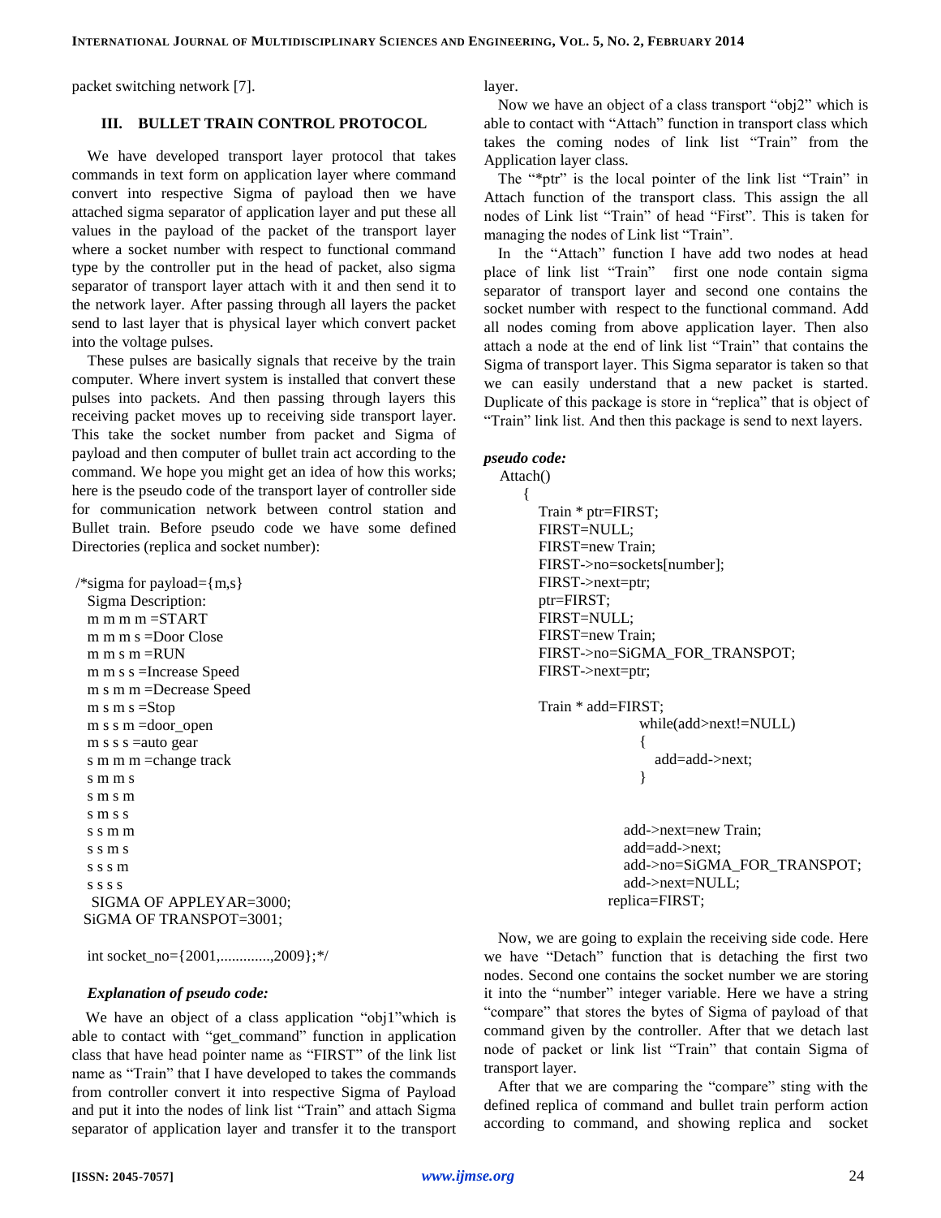packet switching network [7].

## III. BULLET TRAIN CONTROL PROTOCOL

We have developed transport layer protocol that takes commands in text form on application layer where command convert into respective Sigma of payload then we have attached sigma separator of application layer and put these all values in the payload of the packet of the transport layer where a socket number with respect to functional command type by the controller put in the head of packet, also sigma separator of transport layer attach with it and then send it to the network layer. After passing through all layers the packet send to last layer that is physical layer which convert packet into the voltage pulses.

These pulses are basically signals that receive by the train computer. Where invert system is installed that convert these pulses into packets. And then passing through layers this receiving packet moves up to receiving side transport layer. This take the socket number from packet and Sigma of payload and then computer of bullet train act according to the command. We hope you might get an idea of how this works; here is the pseudo code of the transport layer of controller side for communication network between control station and Bullet train. Before pseudo code we have some defined Directories (replica and socket number):

```
/*sigma for payload={m,s}
  Sigma Description:
  m m m m =START
  m m m s =Door Close
  m m s m =RUN
  m m s s =Increase Speed
  m s m m =Decrease Speed
  m s m s =Stop
  m s s m =door_open
  m s s s =auto gear
  s m m m =change track
  s m m s
  s m s m
  s m s s
  s s m m
  s s m s
  s s s m
  s s s s
   SIGMA OF APPLEYAR=3000;
  SiGMA OF TRANSPOT=3001;

  int socket_no={2001,............,2009};*/
```

***Explanation of pseudo code:***

We have an object of a class application "obj1"which is able to contact with "get_command" function in application class that have head pointer name as "FIRST" of the link list name as "Train" that I have developed to takes the commands from controller convert it into respective Sigma of Payload and put it into the nodes of link list "Train" and attach Sigma separator of application layer and transfer it to the transport layer.

Now we have an object of a class transport "obj2" which is able to contact with "Attach" function in transport class which takes the coming nodes of link list "Train" from the Application layer class.

The "*ptr" is the local pointer of the link list "Train" in Attach function of the transport class. This assign the all nodes of Link list "Train" of head "First". This is taken for managing the nodes of Link list "Train".

In the "Attach" function I have add two nodes at head place of link list "Train" first one node contain sigma separator of transport layer and second one contains the socket number with respect to the functional command. Add all nodes coming from above application layer. Then also attach a node at the end of link list "Train" that contains the Sigma of transport layer. This Sigma separator is taken so that we can easily understand that a new packet is started. Duplicate of this package is store in "replica" that is object of "Train" link list. And then this package is send to next layers.

***pseudo code:***

```
Attach()
    {
       Train * ptr=FIRST;
       FIRST=NULL;
       FIRST=new Train;
       FIRST->no=sockets[number];
       FIRST->next=ptr;
       ptr=FIRST;
       FIRST=NULL;
       FIRST=new Train;
       FIRST->no=SiGMA_FOR_TRANSPOT;
       FIRST->next=ptr;

       Train * add=FIRST;
                  while(add>next!=NULL)
                  {
                     add=add->next;
                  }


                add->next=new Train;
                add=add->next;
                add->no=SiGMA_FOR_TRANSPOT;
                add->next=NULL;
             replica=FIRST;
```

Now, we are going to explain the receiving side code. Here we have "Detach" function that is detaching the first two nodes. Second one contains the socket number we are storing it into the "number" integer variable. Here we have a string "compare" that stores the bytes of Sigma of payload of that command given by the controller. After that we detach last node of packet or link list "Train" that contain Sigma of transport layer.

After that we are comparing the "compare" sting with the defined replica of command and bullet train perform action according to command, and showing replica and socket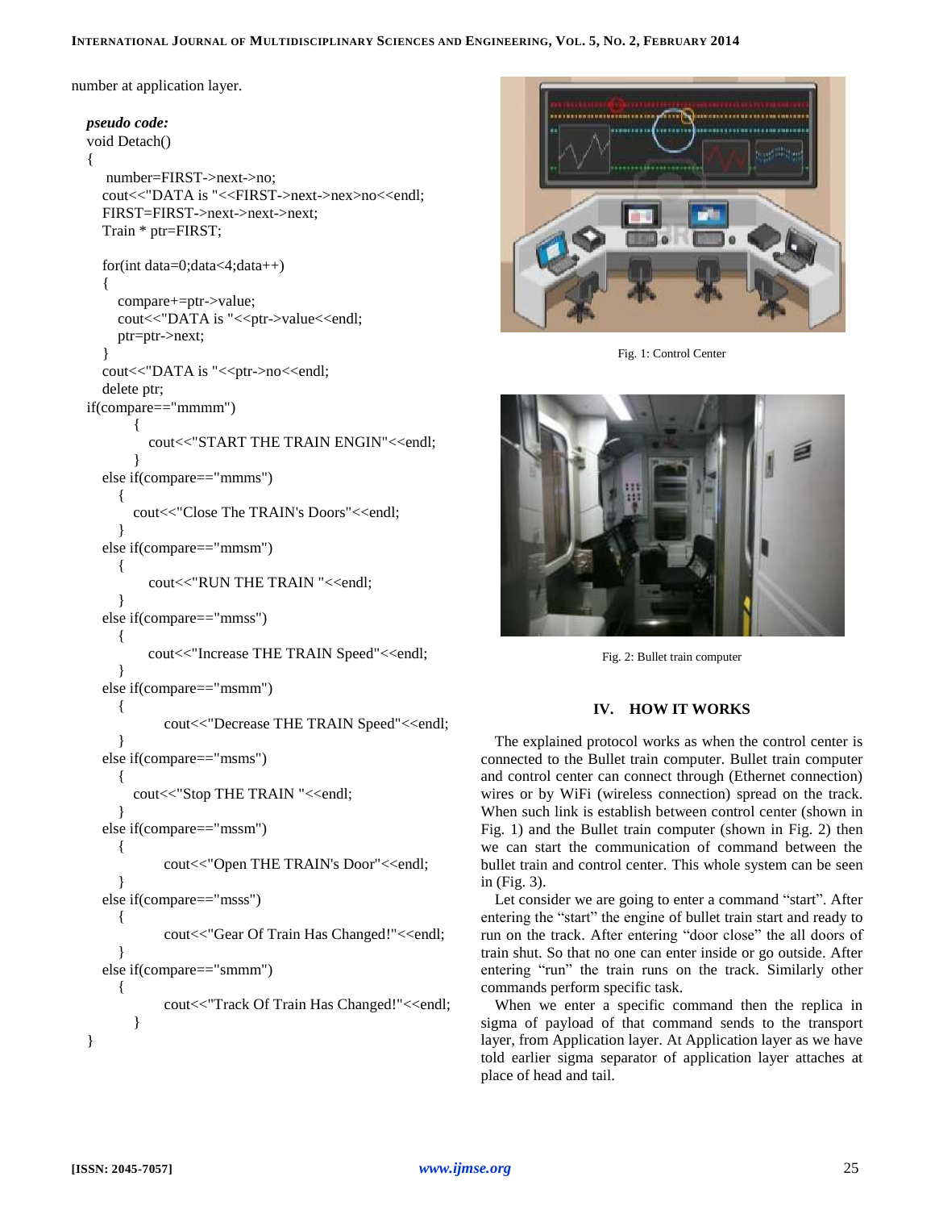number at application layer.

***pseudo code:***

```
void Detach()
{
   number=FIRST->next->no;
   cout<<"DATA is "<<FIRST->next->nex>no<<endl;
   FIRST=FIRST->next->next->next;
   Train * ptr=FIRST;

   for(int data=0;data<4;data++)
   {
      compare+=ptr->value;
      cout<<"DATA is "<<ptr->value<<endl;
      ptr=ptr->next;
   }
   cout<<"DATA is "<<ptr->no<<endl;
   delete ptr;
if(compare=="mmmm")
      {
         cout<<"START THE TRAIN ENGIN"<<endl;
      }
   else if(compare=="mmms")
      {
         cout<<"Close The TRAIN's Doors"<<endl;
      }
   else if(compare=="mmsm")
      {
         cout<<"RUN THE TRAIN "<<endl;
      }
   else if(compare=="mmss")
      {
         cout<<"Increase THE TRAIN Speed"<<endl;
      }
   else if(compare=="msmm")
      {
         cout<<"Decrease THE TRAIN Speed"<<endl;
      }
   else if(compare=="msms")
      {
         cout<<"Stop THE TRAIN "<<endl;
      }
   else if(compare=="mssm")
      {
         cout<<"Open THE TRAIN's Door"<<endl;
      }
   else if(compare=="msss")
      {
         cout<<"Gear Of Train Has Changed!"<<endl;
      }
   else if(compare=="smmm")
      {
         cout<<"Track Of Train Has Changed!"<<endl;
      }
}
```

Fig. 1: Control Center

Fig. 2: Bullet train computer

## IV. HOW IT WORKS

The explained protocol works as when the control center is connected to the Bullet train computer. Bullet train computer and control center can connect through (Ethernet connection) wires or by WiFi (wireless connection) spread on the track. When such link is establish between control center (shown in Fig. 1) and the Bullet train computer (shown in Fig. 2) then we can start the communication of command between the bullet train and control center. This whole system can be seen in (Fig. 3).

Let consider we are going to enter a command "start". After entering the "start" the engine of bullet train start and ready to run on the track. After entering "door close" the all doors of train shut. So that no one can enter inside or go outside. After entering "run" the train runs on the track. Similarly other commands perform specific task.

When we enter a specific command then the replica in sigma of payload of that command sends to the transport layer, from Application layer. At Application layer as we have told earlier sigma separator of application layer attaches at place of head and tail.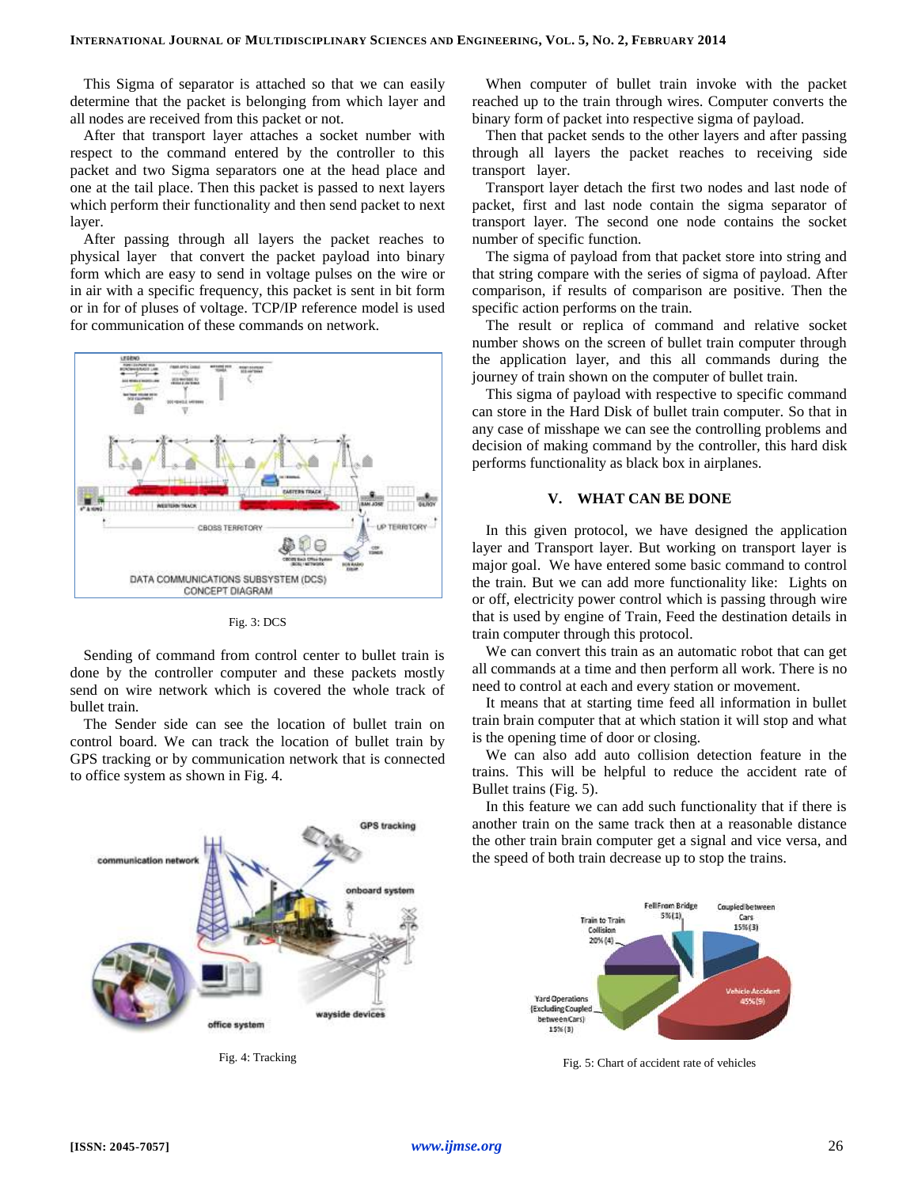This Sigma of separator is attached so that we can easily determine that the packet is belonging from which layer and all nodes are received from this packet or not.

After that transport layer attaches a socket number with respect to the command entered by the controller to this packet and two Sigma separators one at the head place and one at the tail place. Then this packet is passed to next layers which perform their functionality and then send packet to next layer.

After passing through all layers the packet reaches to physical layer that convert the packet payload into binary form which are easy to send in voltage pulses on the wire or in air with a specific frequency, this packet is sent in bit form or in for of pluses of voltage. TCP/IP reference model is used for communication of these commands on network.

Fig. 3: DCS

Sending of command from control center to bullet train is done by the controller computer and these packets mostly send on wire network which is covered the whole track of bullet train.

The Sender side can see the location of bullet train on control board. We can track the location of bullet train by GPS tracking or by communication network that is connected to office system as shown in Fig. 4.

Fig. 4: Tracking

When computer of bullet train invoke with the packet reached up to the train through wires. Computer converts the binary form of packet into respective sigma of payload.

Then that packet sends to the other layers and after passing through all layers the packet reaches to receiving side transport layer.

Transport layer detach the first two nodes and last node of packet, first and last node contain the sigma separator of transport layer. The second one node contains the socket number of specific function.

The sigma of payload from that packet store into string and that string compare with the series of sigma of payload. After comparison, if results of comparison are positive. Then the specific action performs on the train.

The result or replica of command and relative socket number shows on the screen of bullet train computer through the application layer, and this all commands during the journey of train shown on the computer of bullet train.

This sigma of payload with respective to specific command can store in the Hard Disk of bullet train computer. So that in any case of misshape we can see the controlling problems and decision of making command by the controller, this hard disk performs functionality as black box in airplanes.

## V. WHAT CAN BE DONE

In this given protocol, we have designed the application layer and Transport layer. But working on transport layer is major goal. We have entered some basic command to control the train. But we can add more functionality like: Lights on or off, electricity power control which is passing through wire that is used by engine of Train, Feed the destination details in train computer through this protocol.

We can convert this train as an automatic robot that can get all commands at a time and then perform all work. There is no need to control at each and every station or movement.

It means that at starting time feed all information in bullet train brain computer that at which station it will stop and what is the opening time of door or closing.

We can also add auto collision detection feature in the trains. This will be helpful to reduce the accident rate of Bullet trains (Fig. 5).

In this feature we can add such functionality that if there is another train on the same track then at a reasonable distance the other train brain computer get a signal and vice versa, and the speed of both train decrease up to stop the trains.

Fig. 5: Chart of accident rate of vehicles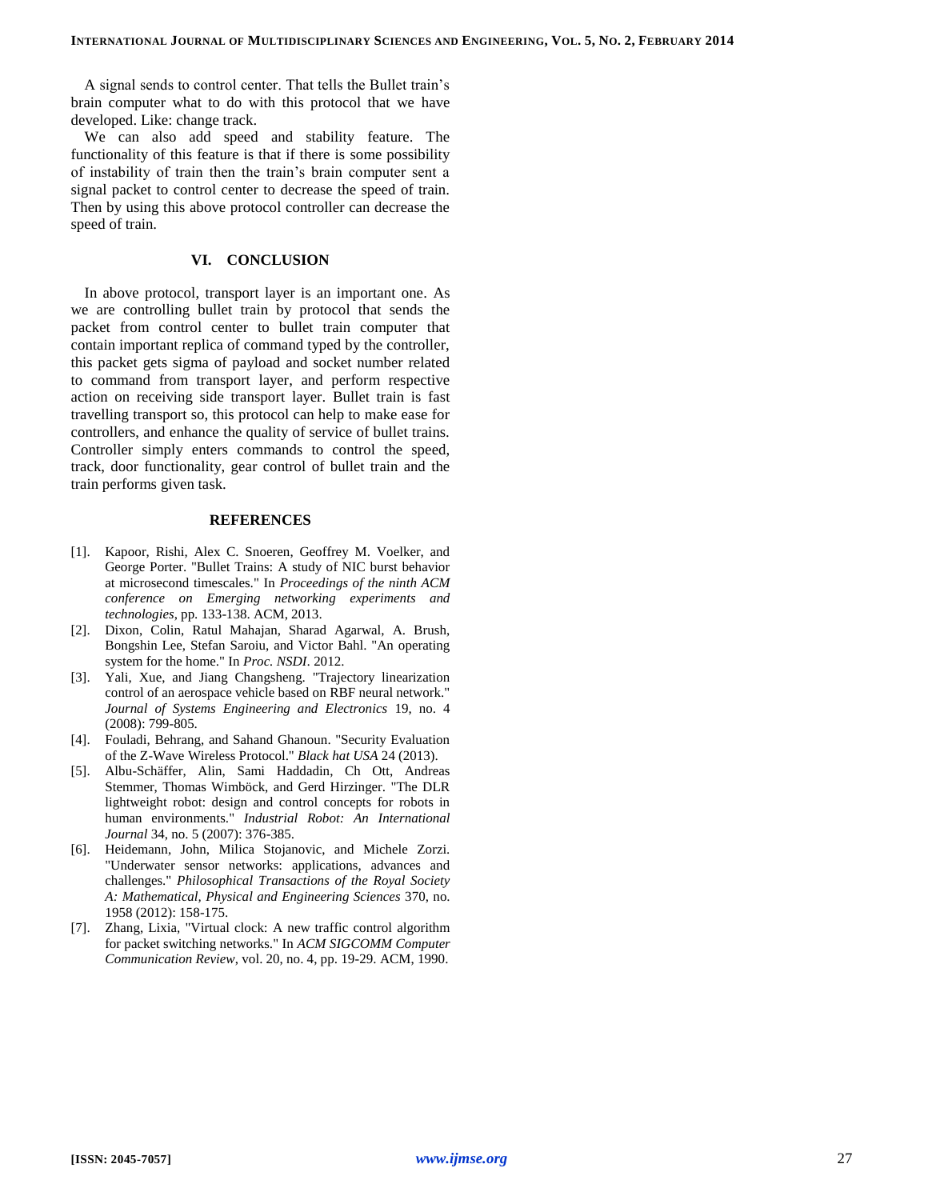A signal sends to control center. That tells the Bullet train's brain computer what to do with this protocol that we have developed. Like: change track.

We can also add speed and stability feature. The functionality of this feature is that if there is some possibility of instability of train then the train's brain computer sent a signal packet to control center to decrease the speed of train. Then by using this above protocol controller can decrease the speed of train.

## VI. CONCLUSION

In above protocol, transport layer is an important one. As we are controlling bullet train by protocol that sends the packet from control center to bullet train computer that contain important replica of command typed by the controller, this packet gets sigma of payload and socket number related to command from transport layer, and perform respective action on receiving side transport layer. Bullet train is fast travelling transport so, this protocol can help to make ease for controllers, and enhance the quality of service of bullet trains. Controller simply enters commands to control the speed, track, door functionality, gear control of bullet train and the train performs given task.

## REFERENCES

[1]. Kapoor, Rishi, Alex C. Snoeren, Geoffrey M. Voelker, and George Porter. "Bullet Trains: A study of NIC burst behavior at microsecond timescales." In *Proceedings of the ninth ACM conference on Emerging networking experiments and technologies*, pp. 133-138. ACM, 2013.

[2]. Dixon, Colin, Ratul Mahajan, Sharad Agarwal, A. Brush, Bongshin Lee, Stefan Saroiu, and Victor Bahl. "An operating system for the home." In *Proc. NSDI*. 2012.

[3]. Yali, Xue, and Jiang Changsheng. "Trajectory linearization control of an aerospace vehicle based on RBF neural network." *Journal of Systems Engineering and Electronics* 19, no. 4 (2008): 799-805.

[4]. Fouladi, Behrang, and Sahand Ghanoun. "Security Evaluation of the Z-Wave Wireless Protocol." *Black hat USA* 24 (2013).

[5]. Albu-Schäffer, Alin, Sami Haddadin, Ch Ott, Andreas Stemmer, Thomas Wimböck, and Gerd Hirzinger. "The DLR lightweight robot: design and control concepts for robots in human environments." *Industrial Robot: An International Journal* 34, no. 5 (2007): 376-385.

[6]. Heidemann, John, Milica Stojanovic, and Michele Zorzi. "Underwater sensor networks: applications, advances and challenges." *Philosophical Transactions of the Royal Society A: Mathematical, Physical and Engineering Sciences* 370, no. 1958 (2012): 158-175.

[7]. Zhang, Lixia, "Virtual clock: A new traffic control algorithm for packet switching networks." In *ACM SIGCOMM Computer Communication Review*, vol. 20, no. 4, pp. 19-29. ACM, 1990.